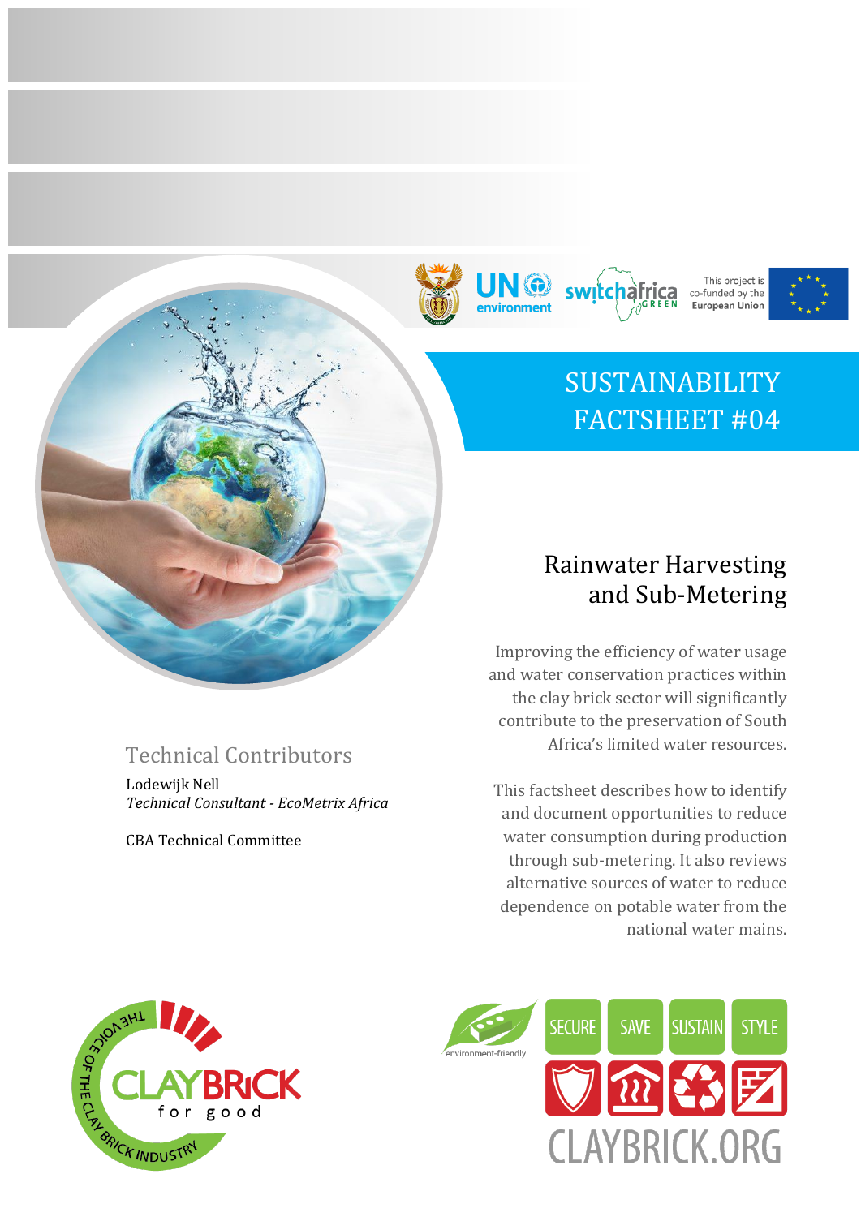# SUSTAINABILITY FACTSHEET #04

## Rainwater Harvesting and Sub-Metering

Improving the efficiency of water usage and water conservation practices within the clay brick sector will significantly contribute to the preservation of South Africa's limited water resources.

This factsheet describes how to identify and document opportunities to reduce water consumption during production through sub-metering. It also reviews alternative sources of water to reduce dependence on potable water from the national water mains.

### Technical Contributors

Lodewijk Nell
*Technical Consultant - EcoMetrix Africa*

CBA Technical Committee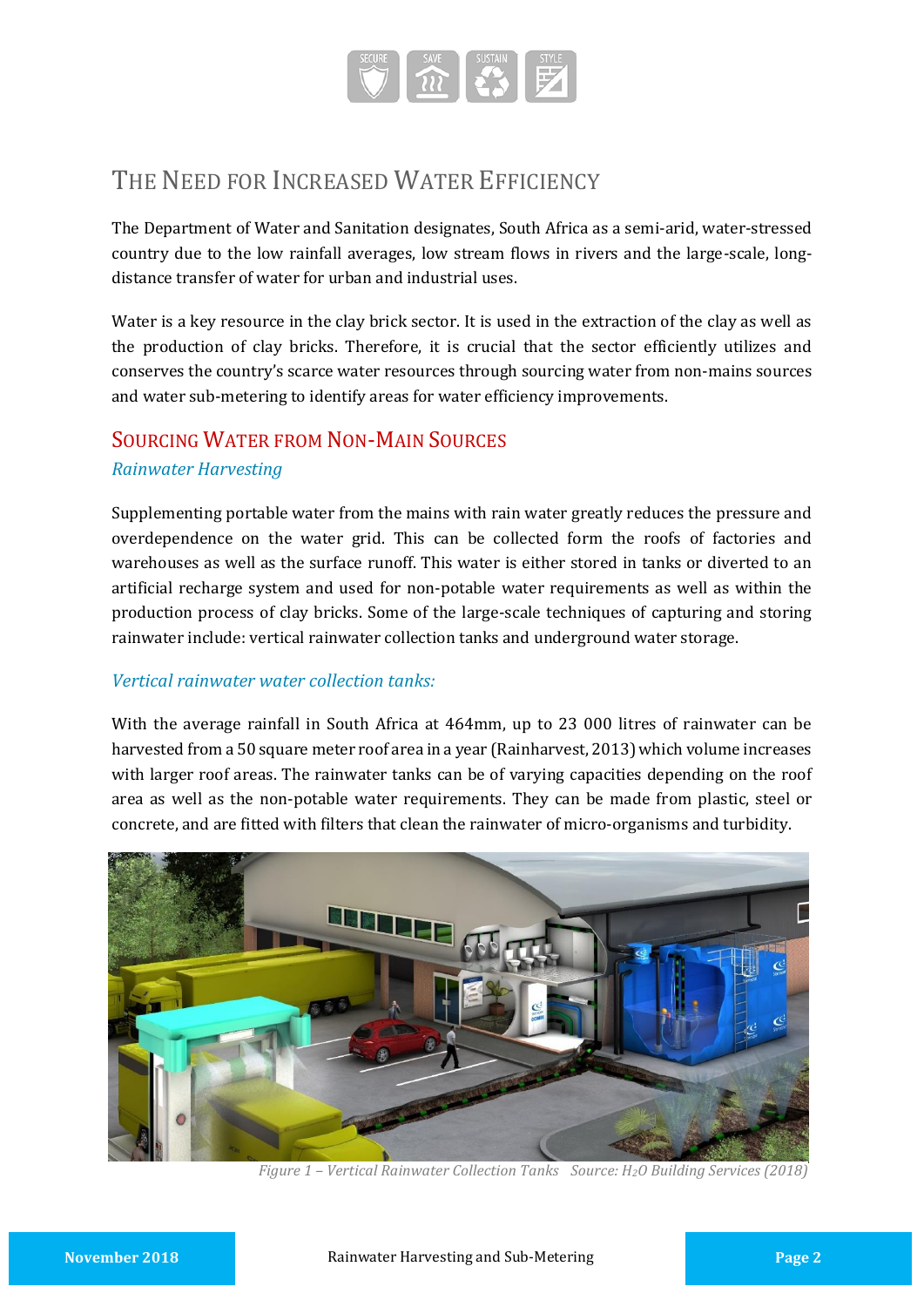# The Need for Increased Water Efficiency

The Department of Water and Sanitation designates, South Africa as a semi-arid, water-stressed country due to the low rainfall averages, low stream flows in rivers and the large-scale, long-distance transfer of water for urban and industrial uses.

Water is a key resource in the clay brick sector. It is used in the extraction of the clay as well as the production of clay bricks. Therefore, it is crucial that the sector efficiently utilizes and conserves the country's scarce water resources through sourcing water from non-mains sources and water sub-metering to identify areas for water efficiency improvements.

## Sourcing Water from Non-Main Sources

### *Rainwater Harvesting*

Supplementing portable water from the mains with rain water greatly reduces the pressure and overdependence on the water grid. This can be collected form the roofs of factories and warehouses as well as the surface runoff. This water is either stored in tanks or diverted to an artificial recharge system and used for non-potable water requirements as well as within the production process of clay bricks. Some of the large-scale techniques of capturing and storing rainwater include: vertical rainwater collection tanks and underground water storage.

### *Vertical rainwater water collection tanks:*

With the average rainfall in South Africa at 464mm, up to 23 000 litres of rainwater can be harvested from a 50 square meter roof area in a year (Rainharvest, 2013) which volume increases with larger roof areas. The rainwater tanks can be of varying capacities depending on the roof area as well as the non-potable water requirements. They can be made from plastic, steel or concrete, and are fitted with filters that clean the rainwater of micro-organisms and turbidity.

*Figure 1 – Vertical Rainwater Collection Tanks Source: $H_2O$ Building Services (2018)*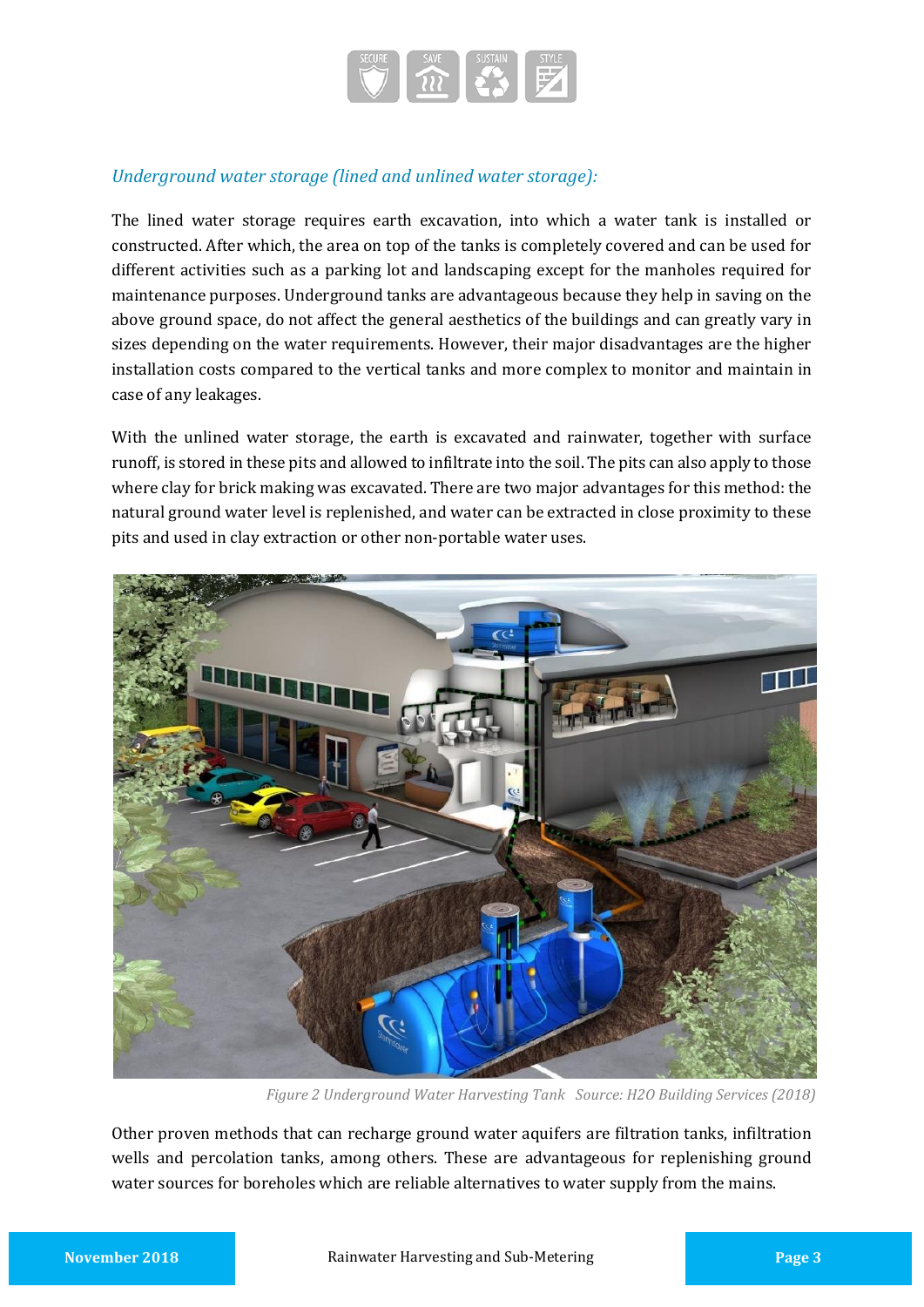*Underground water storage (lined and unlined water storage):*

The lined water storage requires earth excavation, into which a water tank is installed or constructed. After which, the area on top of the tanks is completely covered and can be used for different activities such as a parking lot and landscaping except for the manholes required for maintenance purposes. Underground tanks are advantageous because they help in saving on the above ground space, do not affect the general aesthetics of the buildings and can greatly vary in sizes depending on the water requirements. However, their major disadvantages are the higher installation costs compared to the vertical tanks and more complex to monitor and maintain in case of any leakages.

With the unlined water storage, the earth is excavated and rainwater, together with surface runoff, is stored in these pits and allowed to infiltrate into the soil. The pits can also apply to those where clay for brick making was excavated. There are two major advantages for this method: the natural ground water level is replenished, and water can be extracted in close proximity to these pits and used in clay extraction or other non-portable water uses.

*Figure 2 Underground Water Harvesting Tank Source: H2O Building Services (2018)*

Other proven methods that can recharge ground water aquifers are filtration tanks, infiltration wells and percolation tanks, among others. These are advantageous for replenishing ground water sources for boreholes which are reliable alternatives to water supply from the mains.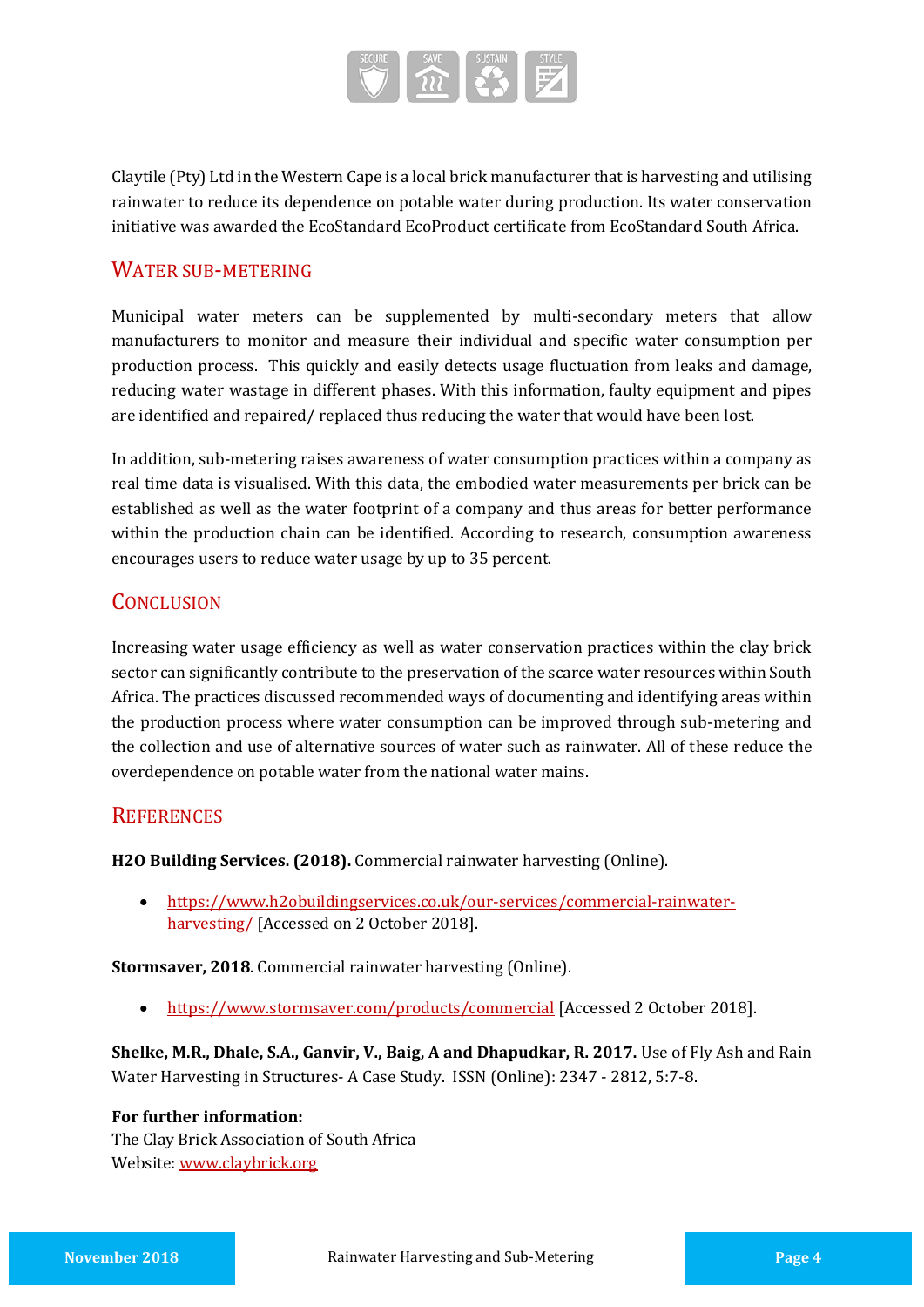Claytile (Pty) Ltd in the Western Cape is a local brick manufacturer that is harvesting and utilising rainwater to reduce its dependence on potable water during production. Its water conservation initiative was awarded the EcoStandard EcoProduct certificate from EcoStandard South Africa.

## Water Sub-Metering

Municipal water meters can be supplemented by multi-secondary meters that allow manufacturers to monitor and measure their individual and specific water consumption per production process. This quickly and easily detects usage fluctuation from leaks and damage, reducing water wastage in different phases. With this information, faulty equipment and pipes are identified and repaired/ replaced thus reducing the water that would have been lost.

In addition, sub-metering raises awareness of water consumption practices within a company as real time data is visualised. With this data, the embodied water measurements per brick can be established as well as the water footprint of a company and thus areas for better performance within the production chain can be identified. According to research, consumption awareness encourages users to reduce water usage by up to 35 percent.

## Conclusion

Increasing water usage efficiency as well as water conservation practices within the clay brick sector can significantly contribute to the preservation of the scarce water resources within South Africa. The practices discussed recommended ways of documenting and identifying areas within the production process where water consumption can be improved through sub-metering and the collection and use of alternative sources of water such as rainwater. All of these reduce the overdependence on potable water from the national water mains.

## References

**H2O Building Services. (2018).** Commercial rainwater harvesting (Online).

- https://www.h2obuildingservices.co.uk/our-services/commercial-rainwater-harvesting/ [Accessed on 2 October 2018].

**Stormsaver, 2018**. Commercial rainwater harvesting (Online).

- https://www.stormsaver.com/products/commercial [Accessed 2 October 2018].

**Shelke, M.R., Dhale, S.A., Ganvir, V., Baig, A and Dhapudkar, R. 2017.** Use of Fly Ash and Rain Water Harvesting in Structures- A Case Study. ISSN (Online): 2347 - 2812, 5:7-8.

**For further information:**
The Clay Brick Association of South Africa
Website: www.claybrick.org